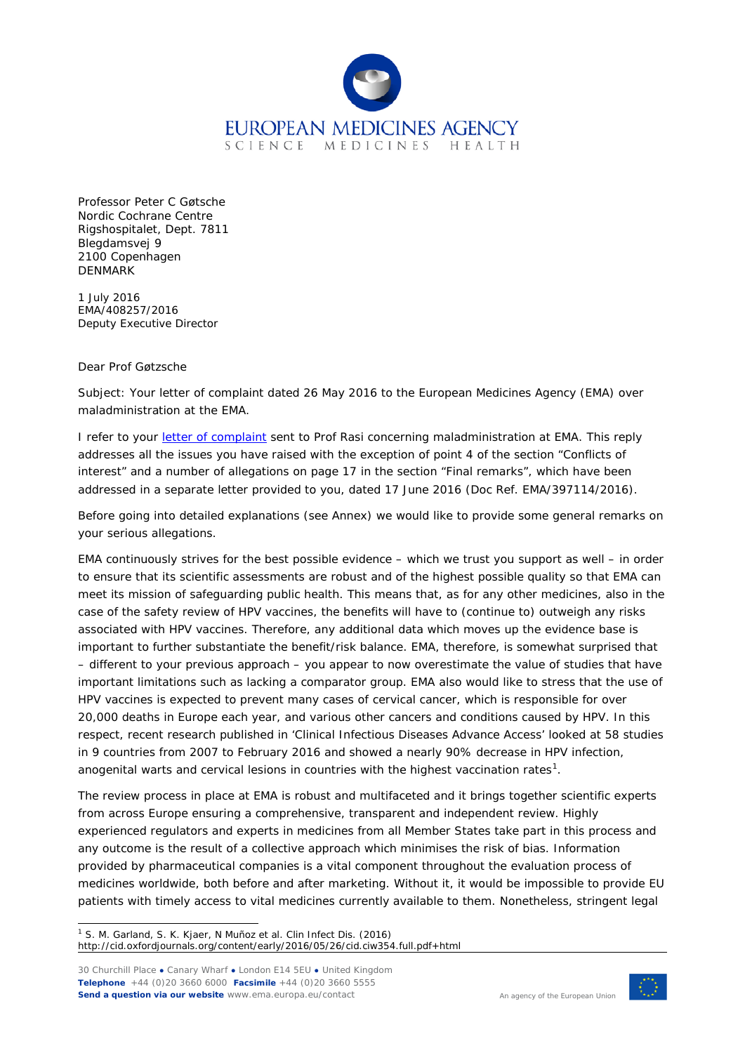EUROPEAN MEDICINES AGENCY
SCIENCE MEDICINES HEALTH

Professor Peter C Gøtsche
Nordic Cochrane Centre
Rigshospitalet, Dept. 7811
Blegdamsvej 9
2100 Copenhagen
DENMARK

1 July 2016
EMA/408257/2016
Deputy Executive Director

Dear Prof Gøtzsche

Subject: Your letter of complaint dated 26 May 2016 to the European Medicines Agency (EMA) over maladministration at the EMA.

I refer to your letter of complaint sent to Prof Rasi concerning maladministration at EMA. This reply addresses all the issues you have raised with the exception of point 4 of the section "Conflicts of interest" and a number of allegations on page 17 in the section "Final remarks", which have been addressed in a separate letter provided to you, dated 17 June 2016 (Doc Ref. EMA/397114/2016).

Before going into detailed explanations (see Annex) we would like to provide some general remarks on your serious allegations.

EMA continuously strives for the best possible evidence – which we trust you support as well – in order to ensure that its scientific assessments are robust and of the highest possible quality so that EMA can meet its mission of safeguarding public health. This means that, as for any other medicines, also in the case of the safety review of HPV vaccines, the benefits will have to (continue to) outweigh any risks associated with HPV vaccines. Therefore, any additional data which moves up the evidence base is important to further substantiate the benefit/risk balance. EMA, therefore, is somewhat surprised that – different to your previous approach – you appear to now overestimate the value of studies that have important limitations such as lacking a comparator group. EMA also would like to stress that the use of HPV vaccines is expected to prevent many cases of cervical cancer, which is responsible for over 20,000 deaths in Europe each year, and various other cancers and conditions caused by HPV. In this respect, recent research published in 'Clinical Infectious Diseases Advance Access' looked at 58 studies in 9 countries from 2007 to February 2016 and showed a nearly 90% decrease in HPV infection, anogenital warts and cervical lesions in countries with the highest vaccination rates[1].

The review process in place at EMA is robust and multifaceted and it brings together scientific experts from across Europe ensuring a comprehensive, transparent and independent review. Highly experienced regulators and experts in medicines from all Member States take part in this process and any outcome is the result of a collective approach which minimises the risk of bias. Information provided by pharmaceutical companies is a vital component throughout the evaluation process of medicines worldwide, both before and after marketing. Without it, it would be impossible to provide EU patients with timely access to vital medicines currently available to them. Nonetheless, stringent legal

[1] S. M. Garland, S. K. Kjaer, N Muñoz et al. Clin Infect Dis. (2016) http://cid.oxfordjournals.org/content/early/2016/05/26/cid.ciw354.full.pdf+html

30 Churchill Place ● Canary Wharf ● London E14 5EU ● United Kingdom
**Telephone** +44 (0)20 3660 6000 **Facsimile** +44 (0)20 3660 5555
**Send a question via our website** www.ema.europa.eu/contact

An agency of the European Union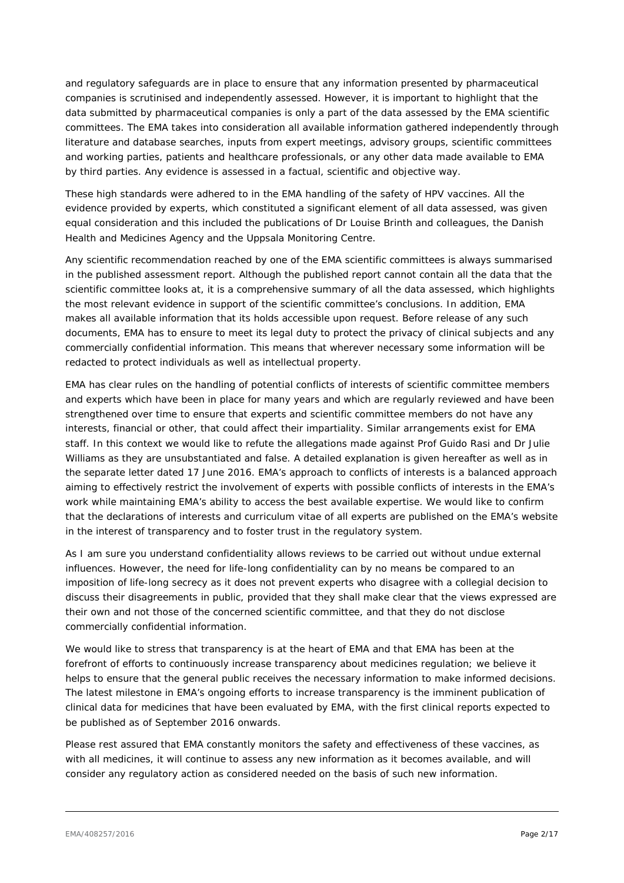and regulatory safeguards are in place to ensure that any information presented by pharmaceutical companies is scrutinised and independently assessed. However, it is important to highlight that the data submitted by pharmaceutical companies is only a part of the data assessed by the EMA scientific committees. The EMA takes into consideration all available information gathered independently through literature and database searches, inputs from expert meetings, advisory groups, scientific committees and working parties, patients and healthcare professionals, or any other data made available to EMA by third parties. Any evidence is assessed in a factual, scientific and objective way.

These high standards were adhered to in the EMA handling of the safety of HPV vaccines. All the evidence provided by experts, which constituted a significant element of all data assessed, was given equal consideration and this included the publications of Dr Louise Brinth and colleagues, the Danish Health and Medicines Agency and the Uppsala Monitoring Centre.

Any scientific recommendation reached by one of the EMA scientific committees is always summarised in the published assessment report. Although the published report cannot contain all the data that the scientific committee looks at, it is a comprehensive summary of all the data assessed, which highlights the most relevant evidence in support of the scientific committee's conclusions. In addition, EMA makes all available information that its holds accessible upon request. Before release of any such documents, EMA has to ensure to meet its legal duty to protect the privacy of clinical subjects and any commercially confidential information. This means that wherever necessary some information will be redacted to protect individuals as well as intellectual property.

EMA has clear rules on the handling of potential conflicts of interests of scientific committee members and experts which have been in place for many years and which are regularly reviewed and have been strengthened over time to ensure that experts and scientific committee members do not have any interests, financial or other, that could affect their impartiality. Similar arrangements exist for EMA staff. In this context we would like to refute the allegations made against Prof Guido Rasi and Dr Julie Williams as they are unsubstantiated and false. A detailed explanation is given hereafter as well as in the separate letter dated 17 June 2016. EMA's approach to conflicts of interests is a balanced approach aiming to effectively restrict the involvement of experts with possible conflicts of interests in the EMA's work while maintaining EMA's ability to access the best available expertise. We would like to confirm that the declarations of interests and curriculum vitae of all experts are published on the EMA's website in the interest of transparency and to foster trust in the regulatory system.

As I am sure you understand confidentiality allows reviews to be carried out without undue external influences. However, the need for life-long confidentiality can by no means be compared to an imposition of life-long secrecy as it does not prevent experts who disagree with a collegial decision to discuss their disagreements in public, provided that they shall make clear that the views expressed are their own and not those of the concerned scientific committee, and that they do not disclose commercially confidential information.

We would like to stress that transparency is at the heart of EMA and that EMA has been at the forefront of efforts to continuously increase transparency about medicines regulation; we believe it helps to ensure that the general public receives the necessary information to make informed decisions. The latest milestone in EMA's ongoing efforts to increase transparency is the imminent publication of clinical data for medicines that have been evaluated by EMA, with the first clinical reports expected to be published as of September 2016 onwards.

Please rest assured that EMA constantly monitors the safety and effectiveness of these vaccines, as with all medicines, it will continue to assess any new information as it becomes available, and will consider any regulatory action as considered needed on the basis of such new information.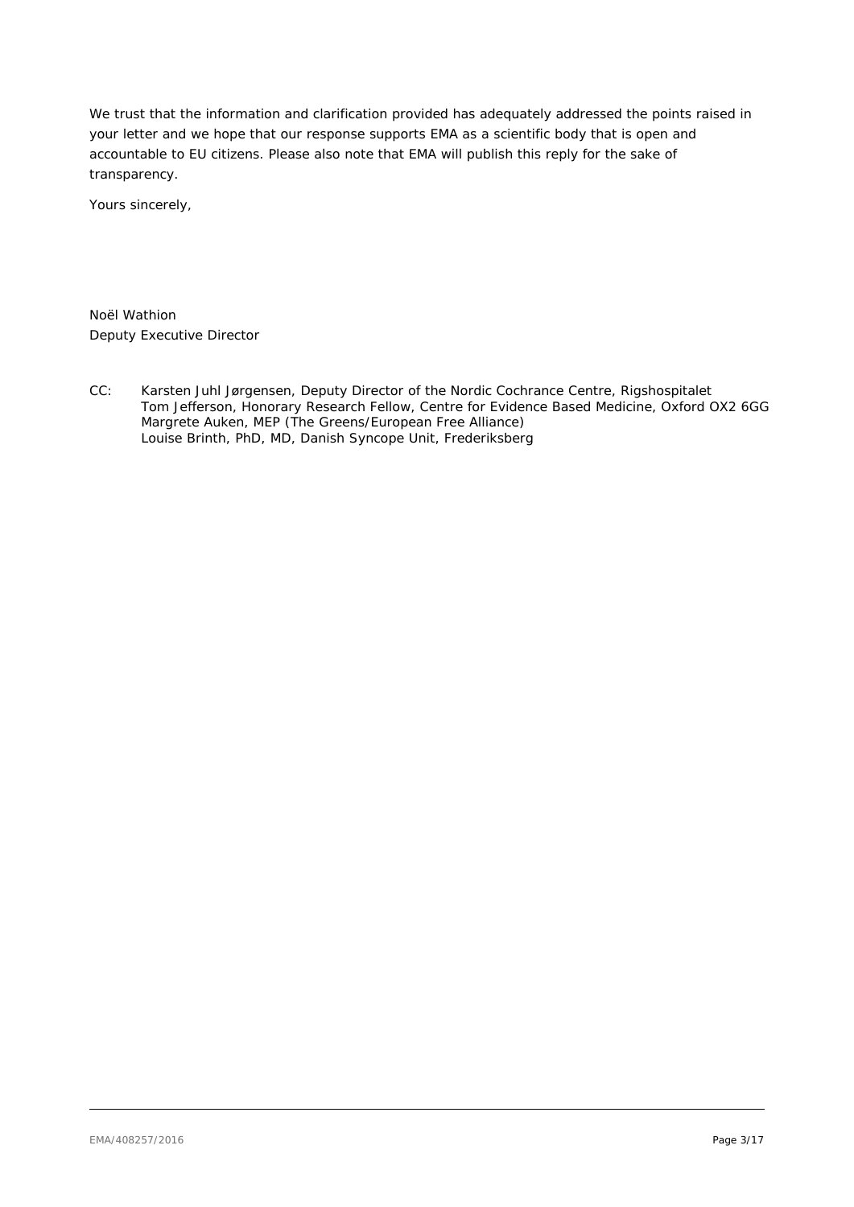We trust that the information and clarification provided has adequately addressed the points raised in your letter and we hope that our response supports EMA as a scientific body that is open and accountable to EU citizens. Please also note that EMA will publish this reply for the sake of transparency.

Yours sincerely,

Noël Wathion
Deputy Executive Director

CC: Karsten Juhl Jørgensen, Deputy Director of the Nordic Cochrance Centre, Rigshospitalet
Tom Jefferson, Honorary Research Fellow, Centre for Evidence Based Medicine, Oxford OX2 6GG
Margrete Auken, MEP (The Greens/European Free Alliance)
Louise Brinth, PhD, MD, Danish Syncope Unit, Frederiksberg

EMA/408257/2016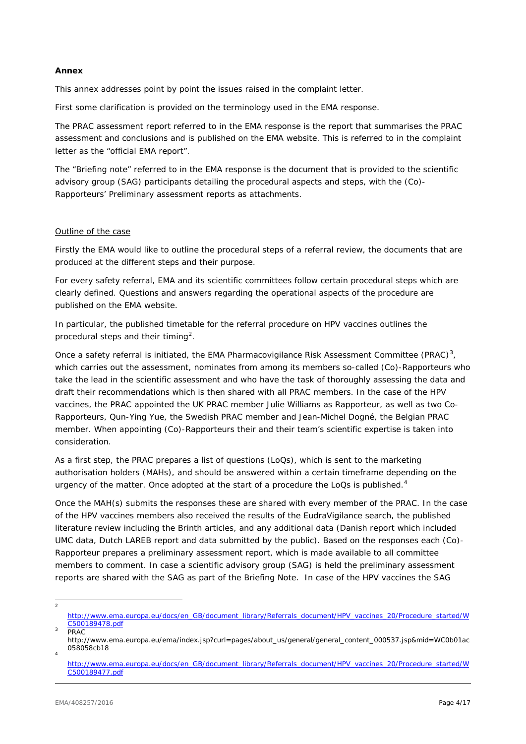**Annex**

This annex addresses point by point the issues raised in the complaint letter.

First some clarification is provided on the terminology used in the EMA response.

The PRAC assessment report referred to in the EMA response is the report that summarises the PRAC assessment and conclusions and is published on the EMA website. This is referred to in the complaint letter as the "official EMA report".

The "Briefing note" referred to in the EMA response is the document that is provided to the scientific advisory group (SAG) participants detailing the procedural aspects and steps, with the (Co)-Rapporteurs' Preliminary assessment reports as attachments.

Outline of the case

Firstly the EMA would like to outline the procedural steps of a referral review, the documents that are produced at the different steps and their purpose.

For every safety referral, EMA and its scientific committees follow certain procedural steps which are clearly defined. Questions and answers regarding the operational aspects of the procedure are published on the EMA website.

In particular, the published timetable for the referral procedure on HPV vaccines outlines the procedural steps and their timing[2].

Once a safety referral is initiated, the EMA Pharmacovigilance Risk Assessment Committee (PRAC)[3], which carries out the assessment, nominates from among its members so-called (Co)-Rapporteurs who take the lead in the scientific assessment and who have the task of thoroughly assessing the data and draft their recommendations which is then shared with all PRAC members. In the case of the HPV vaccines, the PRAC appointed the UK PRAC member Julie Williams as Rapporteur, as well as two Co-Rapporteurs, Qun-Ying Yue, the Swedish PRAC member and Jean-Michel Dogné, the Belgian PRAC member. When appointing (Co)-Rapporteurs their and their team's scientific expertise is taken into consideration.

As a first step, the PRAC prepares a list of questions (LoQs), which is sent to the marketing authorisation holders (MAHs), and should be answered within a certain timeframe depending on the urgency of the matter. Once adopted at the start of a procedure the LoQs is published.[4]

Once the MAH(s) submits the responses these are shared with every member of the PRAC. In the case of the HPV vaccines members also received the results of the EudraVigilance search, the published literature review including the Brinth articles, and any additional data (Danish report which included UMC data, Dutch LAREB report and data submitted by the public). Based on the responses each (Co)-Rapporteur prepares a preliminary assessment report, which is made available to all committee members to comment. In case a scientific advisory group (SAG) is held the preliminary assessment reports are shared with the SAG as part of the Briefing Note. In case of the HPV vaccines the SAG

---

[2] http://www.ema.europa.eu/docs/en_GB/document_library/Referrals_document/HPV_vaccines_20/Procedure_started/WC500189478.pdf

[3] PRAC http://www.ema.europa.eu/ema/index.jsp?curl=pages/about_us/general/general_content_000537.jsp&mid=WC0b01ac058058cb18

[4] http://www.ema.europa.eu/docs/en_GB/document_library/Referrals_document/HPV_vaccines_20/Procedure_started/WC500189477.pdf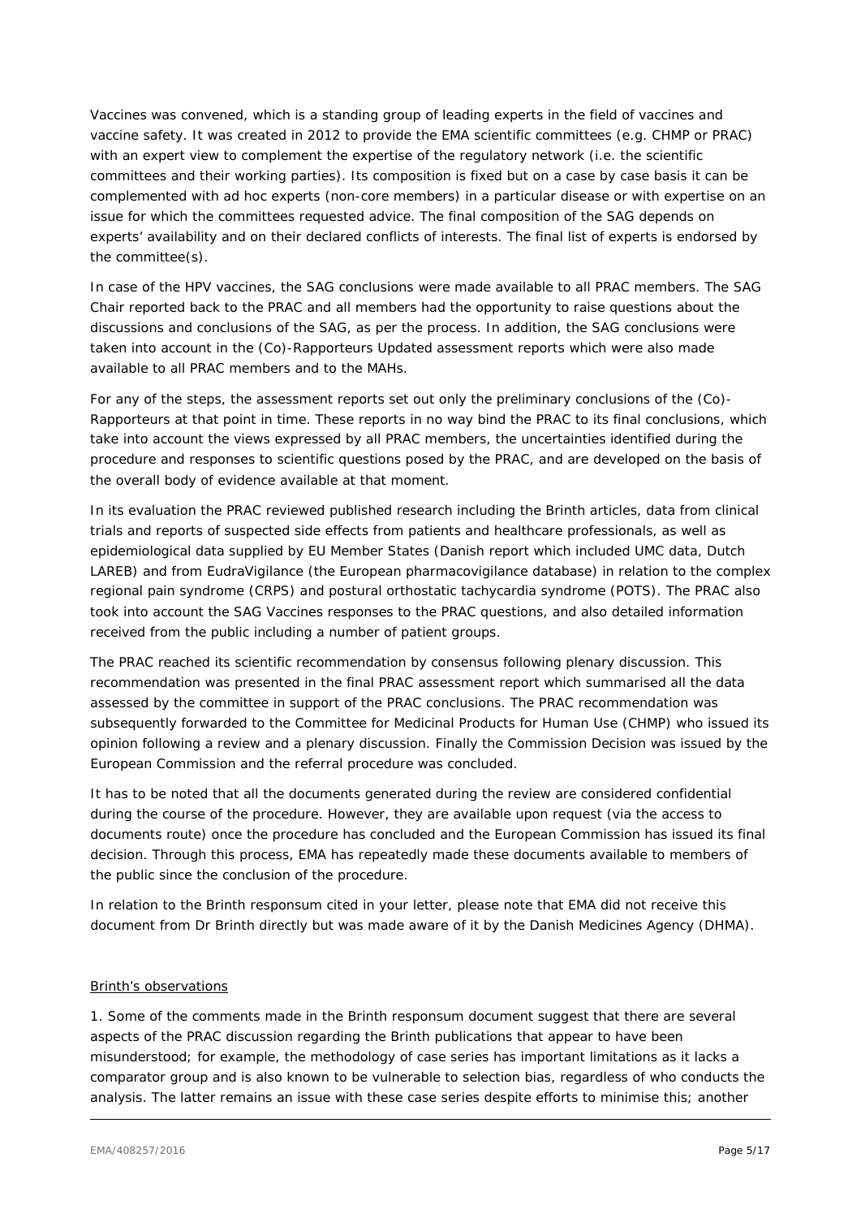Vaccines was convened, which is a standing group of leading experts in the field of vaccines and vaccine safety. It was created in 2012 to provide the EMA scientific committees (e.g. CHMP or PRAC) with an expert view to complement the expertise of the regulatory network (i.e. the scientific committees and their working parties). Its composition is fixed but on a case by case basis it can be complemented with ad hoc experts (non-core members) in a particular disease or with expertise on an issue for which the committees requested advice. The final composition of the SAG depends on experts' availability and on their declared conflicts of interests. The final list of experts is endorsed by the committee(s).

In case of the HPV vaccines, the SAG conclusions were made available to all PRAC members. The SAG Chair reported back to the PRAC and all members had the opportunity to raise questions about the discussions and conclusions of the SAG, as per the process. In addition, the SAG conclusions were taken into account in the (Co)-Rapporteurs Updated assessment reports which were also made available to all PRAC members and to the MAHs.

For any of the steps, the assessment reports set out only the preliminary conclusions of the (Co)-Rapporteurs at that point in time. These reports in no way bind the PRAC to its final conclusions, which take into account the views expressed by all PRAC members, the uncertainties identified during the procedure and responses to scientific questions posed by the PRAC, and are developed on the basis of the overall body of evidence available at that moment.

In its evaluation the PRAC reviewed published research including the Brinth articles, data from clinical trials and reports of suspected side effects from patients and healthcare professionals, as well as epidemiological data supplied by EU Member States (Danish report which included UMC data, Dutch LAREB) and from EudraVigilance (the European pharmacovigilance database) in relation to the complex regional pain syndrome (CRPS) and postural orthostatic tachycardia syndrome (POTS). The PRAC also took into account the SAG Vaccines responses to the PRAC questions, and also detailed information received from the public including a number of patient groups.

The PRAC reached its scientific recommendation by consensus following plenary discussion. This recommendation was presented in the final PRAC assessment report which summarised all the data assessed by the committee in support of the PRAC conclusions. The PRAC recommendation was subsequently forwarded to the Committee for Medicinal Products for Human Use (CHMP) who issued its opinion following a review and a plenary discussion. Finally the Commission Decision was issued by the European Commission and the referral procedure was concluded.

It has to be noted that all the documents generated during the review are considered confidential during the course of the procedure. However, they are available upon request (via the access to documents route) once the procedure has concluded and the European Commission has issued its final decision. Through this process, EMA has repeatedly made these documents available to members of the public since the conclusion of the procedure.

In relation to the Brinth responsum cited in your letter, please note that EMA did not receive this document from Dr Brinth directly but was made aware of it by the Danish Medicines Agency (DHMA).

<u>Brinth's observations</u>

1. Some of the comments made in the Brinth responsum document suggest that there are several aspects of the PRAC discussion regarding the Brinth publications that appear to have been misunderstood; for example, the methodology of case series has important limitations as it lacks a comparator group and is also known to be vulnerable to selection bias, regardless of who conducts the analysis. The latter remains an issue with these case series despite efforts to minimise this; another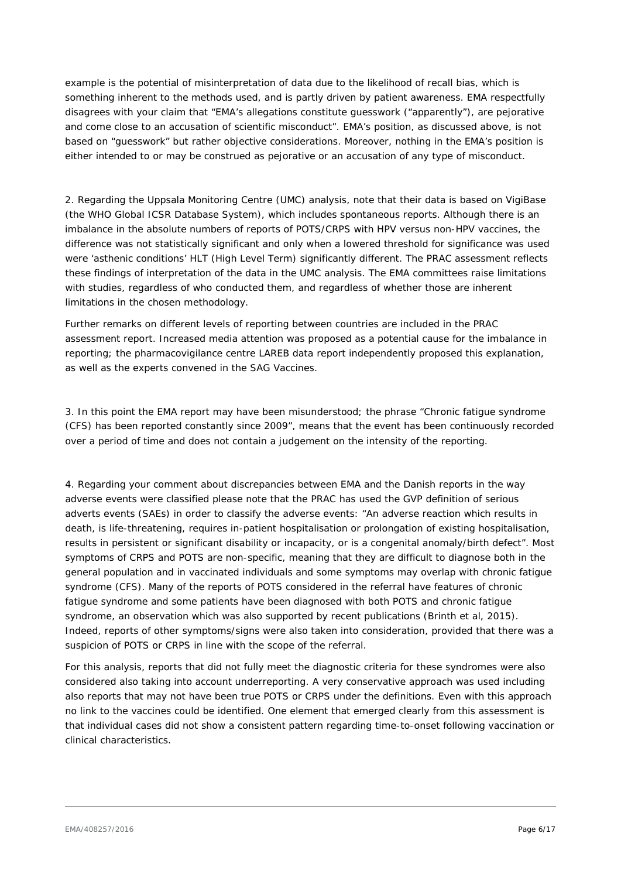example is the potential of misinterpretation of data due to the likelihood of recall bias, which is something inherent to the methods used, and is partly driven by patient awareness. EMA respectfully disagrees with your claim that "EMA's allegations constitute guesswork ("apparently"), are pejorative and come close to an accusation of scientific misconduct". EMA's position, as discussed above, is not based on "guesswork" but rather objective considerations. Moreover, nothing in the EMA's position is either intended to or may be construed as pejorative or an accusation of any type of misconduct.

2. Regarding the Uppsala Monitoring Centre (UMC) analysis, note that their data is based on VigiBase (the WHO Global ICSR Database System), which includes spontaneous reports. Although there is an imbalance in the absolute numbers of reports of POTS/CRPS with HPV versus non-HPV vaccines, the difference was not statistically significant and only when a lowered threshold for significance was used were 'asthenic conditions' HLT (High Level Term) significantly different. The PRAC assessment reflects these findings of interpretation of the data in the UMC analysis. The EMA committees raise limitations with studies, regardless of who conducted them, and regardless of whether those are inherent limitations in the chosen methodology.

Further remarks on different levels of reporting between countries are included in the PRAC assessment report. Increased media attention was proposed as a potential cause for the imbalance in reporting; the pharmacovigilance centre LAREB data report independently proposed this explanation, as well as the experts convened in the SAG Vaccines.

3. In this point the EMA report may have been misunderstood; the phrase "Chronic fatigue syndrome (CFS) has been reported constantly since 2009", means that the event has been continuously recorded over a period of time and does not contain a judgement on the intensity of the reporting.

4. Regarding your comment about discrepancies between EMA and the Danish reports in the way adverse events were classified please note that the PRAC has used the GVP definition of serious adverts events (SAEs) in order to classify the adverse events: "An adverse reaction which results in death, is life-threatening, requires in-patient hospitalisation or prolongation of existing hospitalisation, results in persistent or significant disability or incapacity, or is a congenital anomaly/birth defect". Most symptoms of CRPS and POTS are non-specific, meaning that they are difficult to diagnose both in the general population and in vaccinated individuals and some symptoms may overlap with chronic fatigue syndrome (CFS). Many of the reports of POTS considered in the referral have features of chronic fatigue syndrome and some patients have been diagnosed with both POTS and chronic fatigue syndrome, an observation which was also supported by recent publications (Brinth et al, 2015). Indeed, reports of other symptoms/signs were also taken into consideration, provided that there was a suspicion of POTS or CRPS in line with the scope of the referral.

For this analysis, reports that did not fully meet the diagnostic criteria for these syndromes were also considered also taking into account underreporting. A very conservative approach was used including also reports that may not have been true POTS or CRPS under the definitions. Even with this approach no link to the vaccines could be identified. One element that emerged clearly from this assessment is that individual cases did not show a consistent pattern regarding time-to-onset following vaccination or clinical characteristics.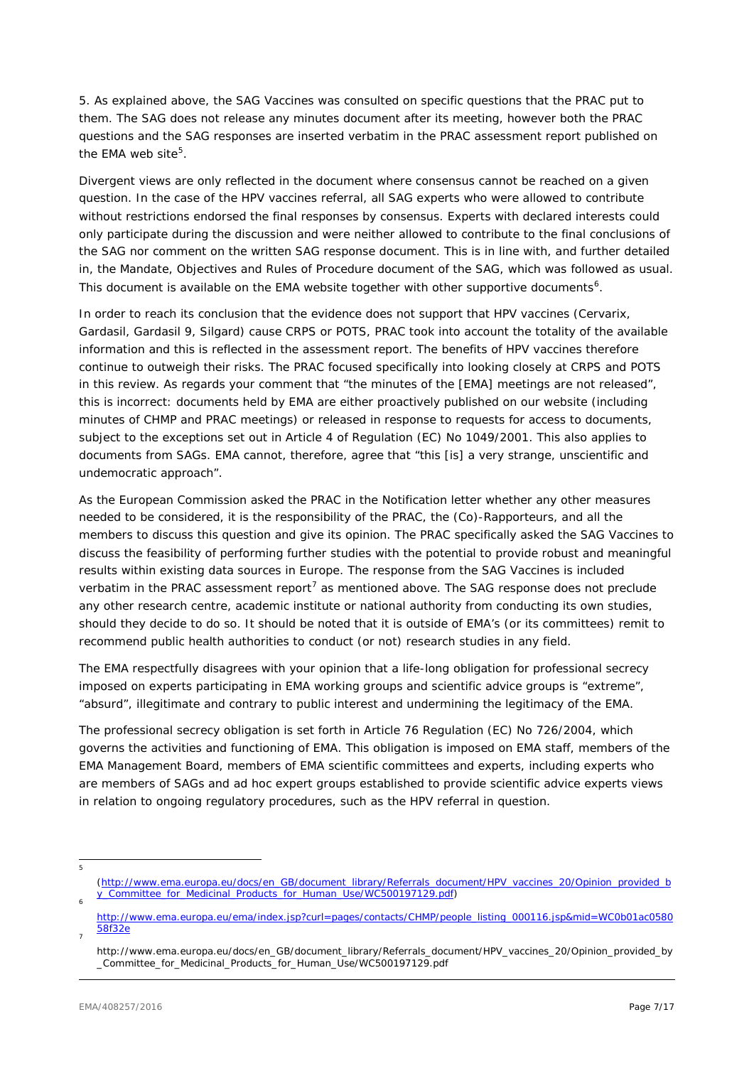5. As explained above, the SAG Vaccines was consulted on specific questions that the PRAC put to them. The SAG does not release any minutes document after its meeting, however both the PRAC questions and the SAG responses are inserted verbatim in the PRAC assessment report published on the EMA web site[5].

Divergent views are only reflected in the document where consensus cannot be reached on a given question. In the case of the HPV vaccines referral, all SAG experts who were allowed to contribute without restrictions endorsed the final responses by consensus. Experts with declared interests could only participate during the discussion and were neither allowed to contribute to the final conclusions of the SAG nor comment on the written SAG response document. This is in line with, and further detailed in, the Mandate, Objectives and Rules of Procedure document of the SAG, which was followed as usual. This document is available on the EMA website together with other supportive documents[6].

In order to reach its conclusion that the evidence does not support that HPV vaccines (Cervarix, Gardasil, Gardasil 9, Silgard) cause CRPS or POTS, PRAC took into account the totality of the available information and this is reflected in the assessment report. The benefits of HPV vaccines therefore continue to outweigh their risks. The PRAC focused specifically into looking closely at CRPS and POTS in this review. As regards your comment that "the minutes of the [EMA] meetings are not released", this is incorrect: documents held by EMA are either proactively published on our website (including minutes of CHMP and PRAC meetings) or released in response to requests for access to documents, subject to the exceptions set out in Article 4 of Regulation (EC) No 1049/2001. This also applies to documents from SAGs. EMA cannot, therefore, agree that "this [is] a very strange, unscientific and undemocratic approach".

As the European Commission asked the PRAC in the Notification letter whether any other measures needed to be considered, it is the responsibility of the PRAC, the (Co)-Rapporteurs, and all the members to discuss this question and give its opinion. The PRAC specifically asked the SAG Vaccines to discuss the feasibility of performing further studies with the potential to provide robust and meaningful results within existing data sources in Europe. The response from the SAG Vaccines is included verbatim in the PRAC assessment report[7] as mentioned above. The SAG response does not preclude any other research centre, academic institute or national authority from conducting its own studies, should they decide to do so. It should be noted that it is outside of EMA's (or its committees) remit to recommend public health authorities to conduct (or not) research studies in any field.

The EMA respectfully disagrees with your opinion that a life-long obligation for professional secrecy imposed on experts participating in EMA working groups and scientific advice groups is "extreme", "absurd", illegitimate and contrary to public interest and undermining the legitimacy of the EMA.

The professional secrecy obligation is set forth in Article 76 Regulation (EC) No 726/2004, which governs the activities and functioning of EMA. This obligation is imposed on EMA staff, members of the EMA Management Board, members of EMA scientific committees and experts, including experts who are members of SAGs and ad hoc expert groups established to provide scientific advice experts views in relation to ongoing regulatory procedures, such as the HPV referral in question.

---

[5] (http://www.ema.europa.eu/docs/en_GB/document_library/Referrals_document/HPV_vaccines_20/Opinion_provided_by_Committee_for_Medicinal_Products_for_Human_Use/WC500197129.pdf)

[6] http://www.ema.europa.eu/ema/index.jsp?curl=pages/contacts/CHMP/people_listing_000116.jsp&mid=WC0b01ac058058f32e

[7] http://www.ema.europa.eu/docs/en_GB/document_library/Referrals_document/HPV_vaccines_20/Opinion_provided_by_Committee_for_Medicinal_Products_for_Human_Use/WC500197129.pdf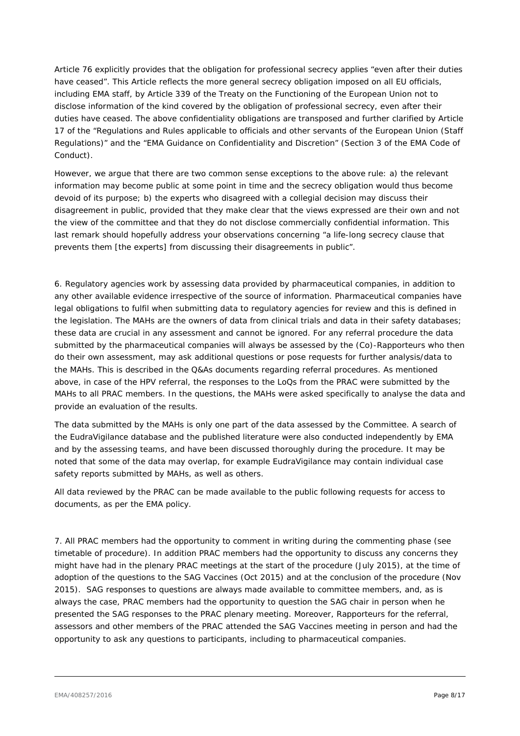Article 76 explicitly provides that the obligation for professional secrecy applies "even after their duties have ceased". This Article reflects the more general secrecy obligation imposed on all EU officials, including EMA staff, by Article 339 of the Treaty on the Functioning of the European Union not to disclose information of the kind covered by the obligation of professional secrecy, even after their duties have ceased. The above confidentiality obligations are transposed and further clarified by Article 17 of the "Regulations and Rules applicable to officials and other servants of the European Union (Staff Regulations)" and the "EMA Guidance on Confidentiality and Discretion" (Section 3 of the EMA Code of Conduct).

However, we argue that there are two common sense exceptions to the above rule: a) the relevant information may become public at some point in time and the secrecy obligation would thus become devoid of its purpose; b) the experts who disagreed with a collegial decision may discuss their disagreement in public, provided that they make clear that the views expressed are their own and not the view of the committee and that they do not disclose commercially confidential information. This last remark should hopefully address your observations concerning "a life-long secrecy clause that prevents them [the experts] from discussing their disagreements in public".

6. Regulatory agencies work by assessing data provided by pharmaceutical companies, in addition to any other available evidence irrespective of the source of information. Pharmaceutical companies have legal obligations to fulfil when submitting data to regulatory agencies for review and this is defined in the legislation. The MAHs are the owners of data from clinical trials and data in their safety databases; these data are crucial in any assessment and cannot be ignored. For any referral procedure the data submitted by the pharmaceutical companies will always be assessed by the (Co)-Rapporteurs who then do their own assessment, may ask additional questions or pose requests for further analysis/data to the MAHs. This is described in the Q&As documents regarding referral procedures. As mentioned above, in case of the HPV referral, the responses to the LoQs from the PRAC were submitted by the MAHs to all PRAC members. In the questions, the MAHs were asked specifically to analyse the data and provide an evaluation of the results.

The data submitted by the MAHs is only one part of the data assessed by the Committee. A search of the EudraVigilance database and the published literature were also conducted independently by EMA and by the assessing teams, and have been discussed thoroughly during the procedure. It may be noted that some of the data may overlap, for example EudraVigilance may contain individual case safety reports submitted by MAHs, as well as others.

All data reviewed by the PRAC can be made available to the public following requests for access to documents, as per the EMA policy.

7. All PRAC members had the opportunity to comment in writing during the commenting phase (see timetable of procedure). In addition PRAC members had the opportunity to discuss any concerns they might have had in the plenary PRAC meetings at the start of the procedure (July 2015), at the time of adoption of the questions to the SAG Vaccines (Oct 2015) and at the conclusion of the procedure (Nov 2015). SAG responses to questions are always made available to committee members, and, as is always the case, PRAC members had the opportunity to question the SAG chair in person when he presented the SAG responses to the PRAC plenary meeting. Moreover, Rapporteurs for the referral, assessors and other members of the PRAC attended the SAG Vaccines meeting in person and had the opportunity to ask any questions to participants, including to pharmaceutical companies.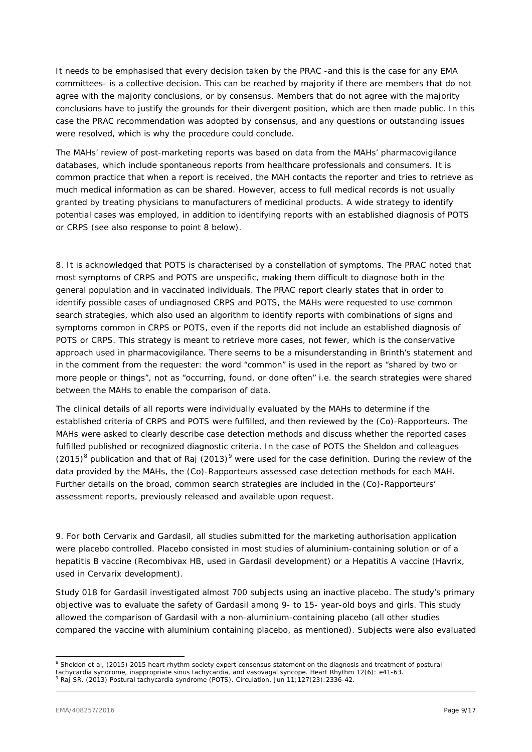It needs to be emphasised that every decision taken by the PRAC -and this is the case for any EMA committees- is a collective decision. This can be reached by majority if there are members that do not agree with the majority conclusions, or by consensus. Members that do not agree with the majority conclusions have to justify the grounds for their divergent position, which are then made public. In this case the PRAC recommendation was adopted by consensus, and any questions or outstanding issues were resolved, which is why the procedure could conclude.

The MAHs' review of post-marketing reports was based on data from the MAHs' pharmacovigilance databases, which include spontaneous reports from healthcare professionals and consumers. It is common practice that when a report is received, the MAH contacts the reporter and tries to retrieve as much medical information as can be shared. However, access to full medical records is not usually granted by treating physicians to manufacturers of medicinal products. A wide strategy to identify potential cases was employed, in addition to identifying reports with an established diagnosis of POTS or CRPS (see also response to point 8 below).

8. It is acknowledged that POTS is characterised by a constellation of symptoms. The PRAC noted that most symptoms of CRPS and POTS are unspecific, making them difficult to diagnose both in the general population and in vaccinated individuals. The PRAC report clearly states that in order to identify possible cases of undiagnosed CRPS and POTS, the MAHs were requested to use common search strategies, which also used an algorithm to identify reports with combinations of signs and symptoms common in CRPS or POTS, even if the reports did not include an established diagnosis of POTS or CRPS. This strategy is meant to retrieve more cases, not fewer, which is the conservative approach used in pharmacovigilance. There seems to be a misunderstanding in Brinth's statement and in the comment from the requester: the word "common" is used in the report as "shared by two or more people or things", not as "occurring, found, or done often" i.e. the search strategies were shared between the MAHs to enable the comparison of data.

The clinical details of all reports were individually evaluated by the MAHs to determine if the established criteria of CRPS and POTS were fulfilled, and then reviewed by the (Co)-Rapporteurs. The MAHs were asked to clearly describe case detection methods and discuss whether the reported cases fulfilled published or recognized diagnostic criteria. In the case of POTS the Sheldon and colleagues (2015)[8] publication and that of Raj (2013)[9] were used for the case definition. During the review of the data provided by the MAHs, the (Co)-Rapporteurs assessed case detection methods for each MAH. Further details on the broad, common search strategies are included in the (Co)-Rapporteurs' assessment reports, previously released and available upon request.

9. For both Cervarix and Gardasil, all studies submitted for the marketing authorisation application were placebo controlled. Placebo consisted in most studies of aluminium-containing solution or of a hepatitis B vaccine (Recombivax HB, used in Gardasil development) or a Hepatitis A vaccine (Havrix, used in Cervarix development).

Study 018 for Gardasil investigated almost 700 subjects using an inactive placebo. The study's primary objective was to evaluate the safety of Gardasil among 9- to 15- year-old boys and girls. This study allowed the comparison of Gardasil with a non-aluminium-containing placebo (all other studies compared the vaccine with aluminium containing placebo, as mentioned). Subjects were also evaluated

---

[8] Sheldon et al, (2015) 2015 heart rhythm society expert consensus statement on the diagnosis and treatment of postural tachycardia syndrome, inappropriate sinus tachycardia, and vasovagal syncope. Heart Rhythm 12(6): e41-63.

[9] Raj SR, (2013) Postural tachycardia syndrome (POTS). Circulation. Jun 11;127(23):2336-42.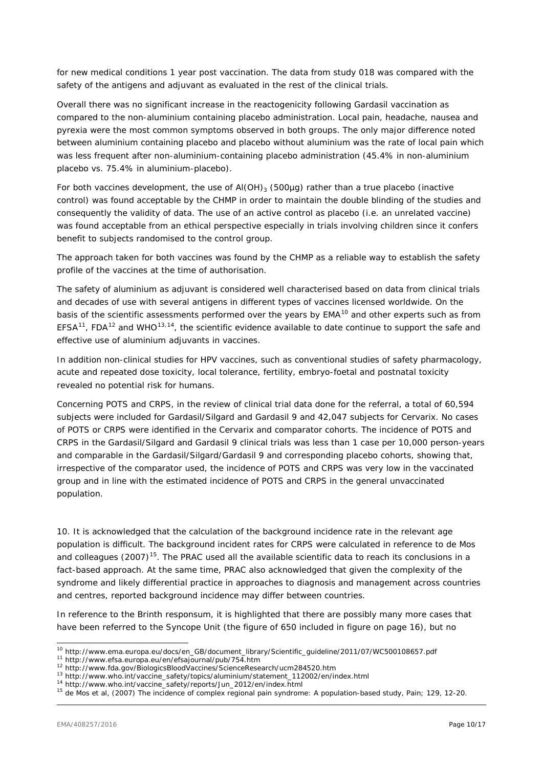for new medical conditions 1 year post vaccination. The data from study 018 was compared with the safety of the antigens and adjuvant as evaluated in the rest of the clinical trials.

Overall there was no significant increase in the reactogenicity following Gardasil vaccination as compared to the non-aluminium containing placebo administration. Local pain, headache, nausea and pyrexia were the most common symptoms observed in both groups. The only major difference noted between aluminium containing placebo and placebo without aluminium was the rate of local pain which was less frequent after non-aluminium-containing placebo administration (45.4% in non-aluminium placebo vs. 75.4% in aluminium-placebo).

For both vaccines development, the use of $Al(OH)_3$ (500µg) rather than a true placebo (inactive control) was found acceptable by the CHMP in order to maintain the double blinding of the studies and consequently the validity of data. The use of an active control as placebo (i.e. an unrelated vaccine) was found acceptable from an ethical perspective especially in trials involving children since it confers benefit to subjects randomised to the control group.

The approach taken for both vaccines was found by the CHMP as a reliable way to establish the safety profile of the vaccines at the time of authorisation.

The safety of aluminium as adjuvant is considered well characterised based on data from clinical trials and decades of use with several antigens in different types of vaccines licensed worldwide. On the basis of the scientific assessments performed over the years by EMA[10] and other experts such as from EFSA[11], FDA[12] and WHO[13,14], the scientific evidence available to date continue to support the safe and effective use of aluminium adjuvants in vaccines.

In addition non-clinical studies for HPV vaccines, such as conventional studies of safety pharmacology, acute and repeated dose toxicity, local tolerance, fertility, embryo-foetal and postnatal toxicity revealed no potential risk for humans.

Concerning POTS and CRPS, in the review of clinical trial data done for the referral, a total of 60,594 subjects were included for Gardasil/Silgard and Gardasil 9 and 42,047 subjects for Cervarix. No cases of POTS or CRPS were identified in the Cervarix and comparator cohorts. The incidence of POTS and CRPS in the Gardasil/Silgard and Gardasil 9 clinical trials was less than 1 case per 10,000 person-years and comparable in the Gardasil/Silgard/Gardasil 9 and corresponding placebo cohorts, showing that, irrespective of the comparator used, the incidence of POTS and CRPS was very low in the vaccinated group and in line with the estimated incidence of POTS and CRPS in the general unvaccinated population.

10. It is acknowledged that the calculation of the background incidence rate in the relevant age population is difficult. The background incident rates for CRPS were calculated in reference to de Mos and colleagues (2007)[15]. The PRAC used all the available scientific data to reach its conclusions in a fact-based approach. At the same time, PRAC also acknowledged that given the complexity of the syndrome and likely differential practice in approaches to diagnosis and management across countries and centres, reported background incidence may differ between countries.

In reference to the Brinth responsum, it is highlighted that there are possibly many more cases that have been referred to the Syncope Unit (the figure of 650 included in figure on page 16), but no

---

[10] http://www.ema.europa.eu/docs/en_GB/document_library/Scientific_guideline/2011/07/WC500108657.pdf

[11] http://www.efsa.europa.eu/en/efsajournal/pub/754.htm

[12] http://www.fda.gov/BiologicsBloodVaccines/ScienceResearch/ucm284520.htm

[13] http://www.who.int/vaccine_safety/topics/aluminium/statement_112002/en/index.html

[14] http://www.who.int/vaccine_safety/reports/Jun_2012/en/index.html

[15] de Mos et al, (2007) The incidence of complex regional pain syndrome: A population-based study, Pain; 129, 12-20.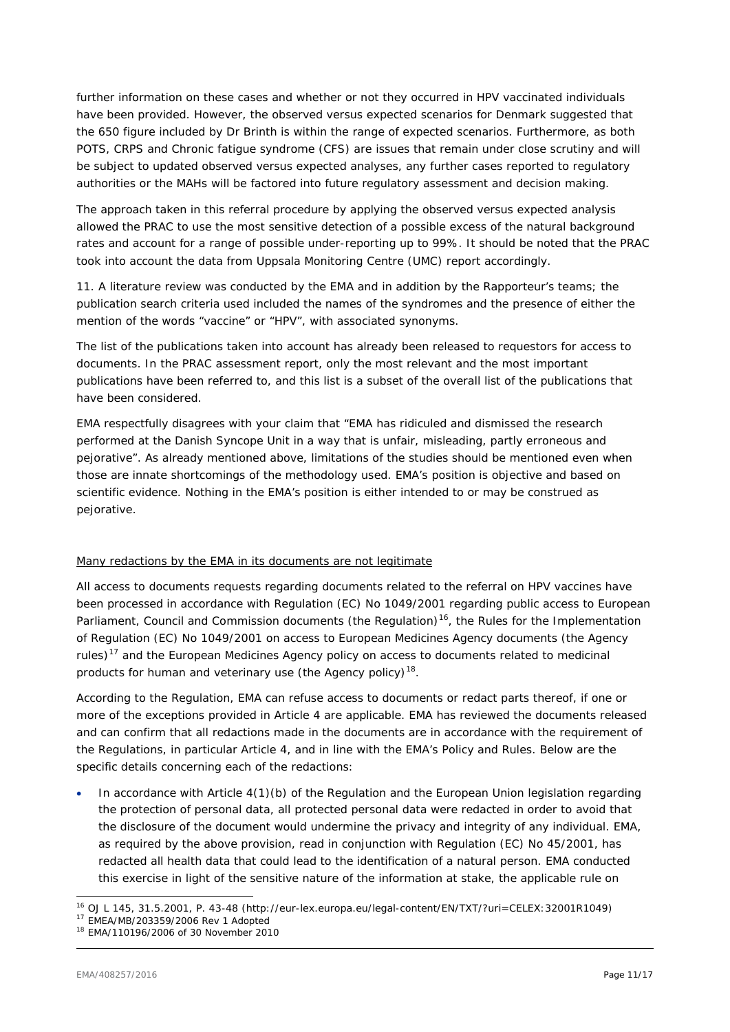further information on these cases and whether or not they occurred in HPV vaccinated individuals have been provided. However, the observed versus expected scenarios for Denmark suggested that the 650 figure included by Dr Brinth is within the range of expected scenarios. Furthermore, as both POTS, CRPS and Chronic fatigue syndrome (CFS) are issues that remain under close scrutiny and will be subject to updated observed versus expected analyses, any further cases reported to regulatory authorities or the MAHs will be factored into future regulatory assessment and decision making.

The approach taken in this referral procedure by applying the observed versus expected analysis allowed the PRAC to use the most sensitive detection of a possible excess of the natural background rates and account for a range of possible under-reporting up to 99%. It should be noted that the PRAC took into account the data from Uppsala Monitoring Centre (UMC) report accordingly.

11. A literature review was conducted by the EMA and in addition by the Rapporteur's teams; the publication search criteria used included the names of the syndromes and the presence of either the mention of the words "vaccine" or "HPV", with associated synonyms.

The list of the publications taken into account has already been released to requestors for access to documents. In the PRAC assessment report, only the most relevant and the most important publications have been referred to, and this list is a subset of the overall list of the publications that have been considered.

EMA respectfully disagrees with your claim that "EMA has ridiculed and dismissed the research performed at the Danish Syncope Unit in a way that is unfair, misleading, partly erroneous and pejorative". As already mentioned above, limitations of the studies should be mentioned even when those are innate shortcomings of the methodology used. EMA's position is objective and based on scientific evidence. Nothing in the EMA's position is either intended to or may be construed as pejorative.

Many redactions by the EMA in its documents are not legitimate

All access to documents requests regarding documents related to the referral on HPV vaccines have been processed in accordance with Regulation (EC) No 1049/2001 regarding public access to European Parliament, Council and Commission documents (the Regulation)[16], the Rules for the Implementation of Regulation (EC) No 1049/2001 on access to European Medicines Agency documents (the Agency rules)[17] and the European Medicines Agency policy on access to documents related to medicinal products for human and veterinary use (the Agency policy)[18].

According to the Regulation, EMA can refuse access to documents or redact parts thereof, if one or more of the exceptions provided in Article 4 are applicable. EMA has reviewed the documents released and can confirm that all redactions made in the documents are in accordance with the requirement of the Regulations, in particular Article 4, and in line with the EMA's Policy and Rules. Below are the specific details concerning each of the redactions:

- In accordance with Article 4(1)(b) of the Regulation and the European Union legislation regarding the protection of personal data, all protected personal data were redacted in order to avoid that the disclosure of the document would undermine the privacy and integrity of any individual. EMA, as required by the above provision, read in conjunction with Regulation (EC) No 45/2001, has redacted all health data that could lead to the identification of a natural person. EMA conducted this exercise in light of the sensitive nature of the information at stake, the applicable rule on

[16] OJ L 145, 31.5.2001, P. 43-48 (http://eur-lex.europa.eu/legal-content/EN/TXT/?uri=CELEX:32001R1049)
[17] EMEA/MB/203359/2006 Rev 1 Adopted
[18] EMA/110196/2006 of 30 November 2010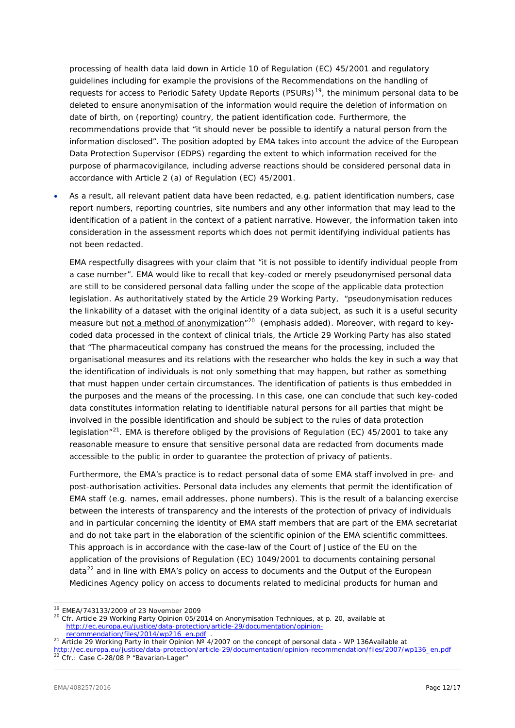processing of health data laid down in Article 10 of Regulation (EC) 45/2001 and regulatory guidelines including for example the provisions of the Recommendations on the handling of requests for access to Periodic Safety Update Reports (PSURs)[19], the minimum personal data to be deleted to ensure anonymisation of the information would require the deletion of information on date of birth, on (reporting) country, the patient identification code. Furthermore, the recommendations provide that "it should never be possible to identify a natural person from the information disclosed". The position adopted by EMA takes into account the advice of the European Data Protection Supervisor (EDPS) regarding the extent to which information received for the purpose of pharmacovigilance, including adverse reactions should be considered personal data in accordance with Article 2 (a) of Regulation (EC) 45/2001.

- As a result, all relevant patient data have been redacted, e.g. patient identification numbers, case report numbers, reporting countries, site numbers and any other information that may lead to the identification of a patient in the context of a patient narrative. However, the information taken into consideration in the assessment reports which does not permit identifying individual patients has not been redacted.

EMA respectfully disagrees with your claim that "it is not possible to identify individual people from a case number". EMA would like to recall that key-coded or merely pseudonymised personal data are still to be considered personal data falling under the scope of the applicable data protection legislation. As authoritatively stated by the Article 29 Working Party, "pseudonymisation reduces the linkability of a dataset with the original identity of a data subject, as such it is a useful security measure but <u>not a method of anonymization</u>"[20] (emphasis added). Moreover, with regard to key-coded data processed in the context of clinical trials, the Article 29 Working Party has also stated that "The pharmaceutical company has construed the means for the processing, included the organisational measures and its relations with the researcher who holds the key in such a way that the identification of individuals is not only something that may happen, but rather as something that must happen under certain circumstances. The identification of patients is thus embedded in the purposes and the means of the processing. In this case, one can conclude that such key-coded data constitutes information relating to identifiable natural persons for all parties that might be involved in the possible identification and should be subject to the rules of data protection legislation"[21]. EMA is therefore obliged by the provisions of Regulation (EC) 45/2001 to take any reasonable measure to ensure that sensitive personal data are redacted from documents made accessible to the public in order to guarantee the protection of privacy of patients.

Furthermore, the EMA's practice is to redact personal data of some EMA staff involved in pre- and post-authorisation activities. Personal data includes any elements that permit the identification of EMA staff (e.g. names, email addresses, phone numbers). This is the result of a balancing exercise between the interests of transparency and the interests of the protection of privacy of individuals and in particular concerning the identity of EMA staff members that are part of the EMA secretariat and <u>do not</u> take part in the elaboration of the scientific opinion of the EMA scientific committees. This approach is in accordance with the case-law of the Court of Justice of the EU on the application of the provisions of Regulation (EC) 1049/2001 to documents containing personal data[22] and in line with EMA's policy on access to documents and the Output of the European Medicines Agency policy on access to documents related to medicinal products for human and

---

[19] EMEA/743133/2009 of 23 November 2009

[20] Cfr. Article 29 Working Party Opinion 05/2014 on Anonymisation Techniques, at p. 20, available at http://ec.europa.eu/justice/data-protection/article-29/documentation/opinion-recommendation/files/2014/wp216_en.pdf .

[21] Article 29 Working Party in their Opinion Nº 4/2007 on the concept of personal data - WP 136Available at http://ec.europa.eu/justice/data-protection/article-29/documentation/opinion-recommendation/files/2007/wp136_en.pdf

[22] Cfr.: Case C-28/08 P "Bavarian-Lager"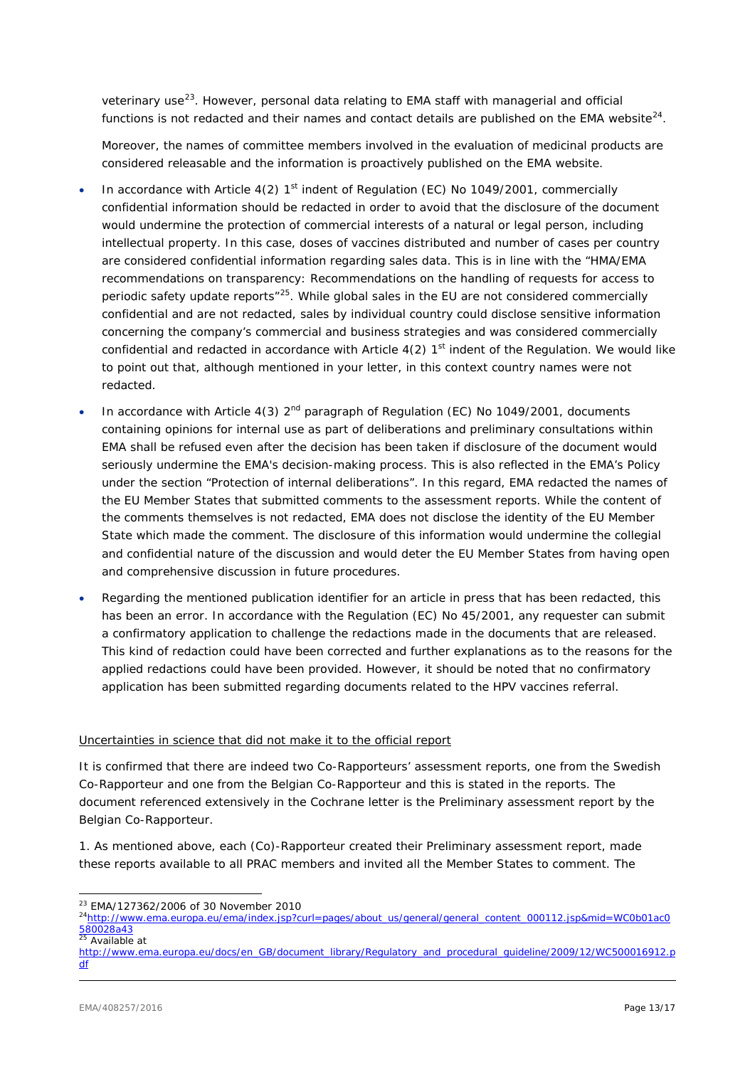veterinary use[23]. However, personal data relating to EMA staff with managerial and official functions is not redacted and their names and contact details are published on the EMA website[24].

Moreover, the names of committee members involved in the evaluation of medicinal products are considered releasable and the information is proactively published on the EMA website.

- In accordance with Article 4(2) 1st indent of Regulation (EC) No 1049/2001, commercially confidential information should be redacted in order to avoid that the disclosure of the document would undermine the protection of commercial interests of a natural or legal person, including intellectual property. In this case, doses of vaccines distributed and number of cases per country are considered confidential information regarding sales data. This is in line with the "HMA/EMA recommendations on transparency: Recommendations on the handling of requests for access to periodic safety update reports"[25]. While global sales in the EU are not considered commercially confidential and are not redacted, sales by individual country could disclose sensitive information concerning the company's commercial and business strategies and was considered commercially confidential and redacted in accordance with Article 4(2) 1st indent of the Regulation. We would like to point out that, although mentioned in your letter, in this context country names were not redacted.
- In accordance with Article 4(3) 2nd paragraph of Regulation (EC) No 1049/2001, documents containing opinions for internal use as part of deliberations and preliminary consultations within EMA shall be refused even after the decision has been taken if disclosure of the document would seriously undermine the EMA's decision-making process. This is also reflected in the EMA's Policy under the section "Protection of internal deliberations". In this regard, EMA redacted the names of the EU Member States that submitted comments to the assessment reports. While the content of the comments themselves is not redacted, EMA does not disclose the identity of the EU Member State which made the comment. The disclosure of this information would undermine the collegial and confidential nature of the discussion and would deter the EU Member States from having open and comprehensive discussion in future procedures.
- Regarding the mentioned publication identifier for an article in press that has been redacted, this has been an error. In accordance with the Regulation (EC) No 45/2001, any requester can submit a confirmatory application to challenge the redactions made in the documents that are released. This kind of redaction could have been corrected and further explanations as to the reasons for the applied redactions could have been provided. However, it should be noted that no confirmatory application has been submitted regarding documents related to the HPV vaccines referral.

<u>Uncertainties in science that did not make it to the official report</u>

It is confirmed that there are indeed two Co-Rapporteurs' assessment reports, one from the Swedish Co-Rapporteur and one from the Belgian Co-Rapporteur and this is stated in the reports. The document referenced extensively in the Cochrane letter is the Preliminary assessment report by the Belgian Co-Rapporteur.

1. As mentioned above, each (Co)-Rapporteur created their Preliminary assessment report, made these reports available to all PRAC members and invited all the Member States to comment. The

---

[23] EMA/127362/2006 of 30 November 2010

[24] http://www.ema.europa.eu/ema/index.jsp?curl=pages/about_us/general/general_content_000112.jsp&mid=WC0b01ac0580028a43

[25] Available at http://www.ema.europa.eu/docs/en_GB/document_library/Regulatory_and_procedural_guideline/2009/12/WC500016912.pdf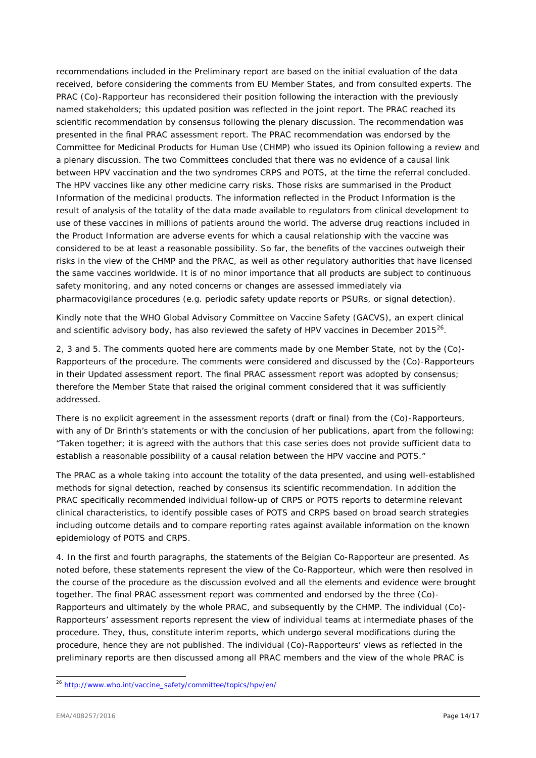recommendations included in the Preliminary report are based on the initial evaluation of the data received, before considering the comments from EU Member States, and from consulted experts. The PRAC (Co)-Rapporteur has reconsidered their position following the interaction with the previously named stakeholders; this updated position was reflected in the joint report. The PRAC reached its scientific recommendation by consensus following the plenary discussion. The recommendation was presented in the final PRAC assessment report. The PRAC recommendation was endorsed by the Committee for Medicinal Products for Human Use (CHMP) who issued its Opinion following a review and a plenary discussion. The two Committees concluded that there was no evidence of a causal link between HPV vaccination and the two syndromes CRPS and POTS, at the time the referral concluded. The HPV vaccines like any other medicine carry risks. Those risks are summarised in the Product Information of the medicinal products. The information reflected in the Product Information is the result of analysis of the totality of the data made available to regulators from clinical development to use of these vaccines in millions of patients around the world. The adverse drug reactions included in the Product Information are adverse events for which a causal relationship with the vaccine was considered to be at least a reasonable possibility. So far, the benefits of the vaccines outweigh their risks in the view of the CHMP and the PRAC, as well as other regulatory authorities that have licensed the same vaccines worldwide. It is of no minor importance that all products are subject to continuous safety monitoring, and any noted concerns or changes are assessed immediately via pharmacovigilance procedures (e.g. periodic safety update reports or PSURs, or signal detection).

Kindly note that the WHO Global Advisory Committee on Vaccine Safety (GACVS), an expert clinical and scientific advisory body, has also reviewed the safety of HPV vaccines in December 2015[26].

2, 3 and 5. The comments quoted here are comments made by one Member State, not by the (Co)-Rapporteurs of the procedure. The comments were considered and discussed by the (Co)-Rapporteurs in their Updated assessment report. The final PRAC assessment report was adopted by consensus; therefore the Member State that raised the original comment considered that it was sufficiently addressed.

There is no explicit agreement in the assessment reports (draft or final) from the (Co)-Rapporteurs, with any of Dr Brinth's statements or with the conclusion of her publications, apart from the following: "Taken together; it is agreed with the authors that this case series does not provide sufficient data to establish a reasonable possibility of a causal relation between the HPV vaccine and POTS."

The PRAC as a whole taking into account the totality of the data presented, and using well-established methods for signal detection, reached by consensus its scientific recommendation. In addition the PRAC specifically recommended individual follow-up of CRPS or POTS reports to determine relevant clinical characteristics, to identify possible cases of POTS and CRPS based on broad search strategies including outcome details and to compare reporting rates against available information on the known epidemiology of POTS and CRPS.

4. In the first and fourth paragraphs, the statements of the Belgian Co-Rapporteur are presented. As noted before, these statements represent the view of the Co-Rapporteur, which were then resolved in the course of the procedure as the discussion evolved and all the elements and evidence were brought together. The final PRAC assessment report was commented and endorsed by the three (Co)-Rapporteurs and ultimately by the whole PRAC, and subsequently by the CHMP. The individual (Co)-Rapporteurs' assessment reports represent the view of individual teams at intermediate phases of the procedure. They, thus, constitute interim reports, which undergo several modifications during the procedure, hence they are not published. The individual (Co)-Rapporteurs' views as reflected in the preliminary reports are then discussed among all PRAC members and the view of the whole PRAC is

[26] http://www.who.int/vaccine_safety/committee/topics/hpv/en/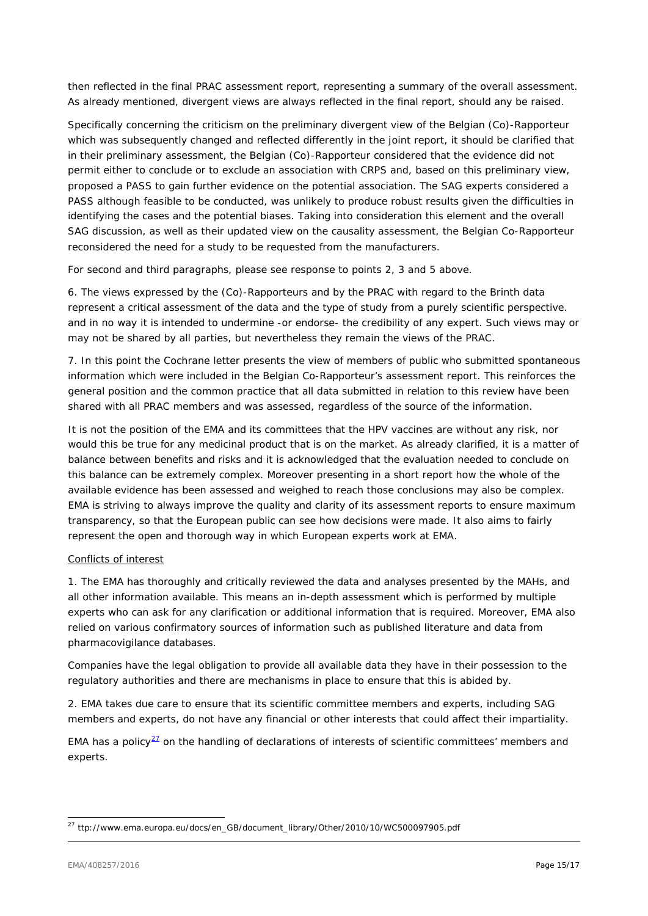then reflected in the final PRAC assessment report, representing a summary of the overall assessment. As already mentioned, divergent views are always reflected in the final report, should any be raised.

Specifically concerning the criticism on the preliminary divergent view of the Belgian (Co)-Rapporteur which was subsequently changed and reflected differently in the joint report, it should be clarified that in their preliminary assessment, the Belgian (Co)-Rapporteur considered that the evidence did not permit either to conclude or to exclude an association with CRPS and, based on this preliminary view, proposed a PASS to gain further evidence on the potential association. The SAG experts considered a PASS although feasible to be conducted, was unlikely to produce robust results given the difficulties in identifying the cases and the potential biases. Taking into consideration this element and the overall SAG discussion, as well as their updated view on the causality assessment, the Belgian Co-Rapporteur reconsidered the need for a study to be requested from the manufacturers.

For second and third paragraphs, please see response to points 2, 3 and 5 above.

6. The views expressed by the (Co)-Rapporteurs and by the PRAC with regard to the Brinth data represent a critical assessment of the data and the type of study from a purely scientific perspective. and in no way it is intended to undermine -or endorse- the credibility of any expert. Such views may or may not be shared by all parties, but nevertheless they remain the views of the PRAC.

7. In this point the Cochrane letter presents the view of members of public who submitted spontaneous information which were included in the Belgian Co-Rapporteur's assessment report. This reinforces the general position and the common practice that all data submitted in relation to this review have been shared with all PRAC members and was assessed, regardless of the source of the information.

It is not the position of the EMA and its committees that the HPV vaccines are without any risk, nor would this be true for any medicinal product that is on the market. As already clarified, it is a matter of balance between benefits and risks and it is acknowledged that the evaluation needed to conclude on this balance can be extremely complex. Moreover presenting in a short report how the whole of the available evidence has been assessed and weighed to reach those conclusions may also be complex. EMA is striving to always improve the quality and clarity of its assessment reports to ensure maximum transparency, so that the European public can see how decisions were made. It also aims to fairly represent the open and thorough way in which European experts work at EMA.

Conflicts of interest

1. The EMA has thoroughly and critically reviewed the data and analyses presented by the MAHs, and all other information available. This means an in-depth assessment which is performed by multiple experts who can ask for any clarification or additional information that is required. Moreover, EMA also relied on various confirmatory sources of information such as published literature and data from pharmacovigilance databases.

Companies have the legal obligation to provide all available data they have in their possession to the regulatory authorities and there are mechanisms in place to ensure that this is abided by.

2. EMA takes due care to ensure that its scientific committee members and experts, including SAG members and experts, do not have any financial or other interests that could affect their impartiality.

EMA has a policy[27] on the handling of declarations of interests of scientific committees' members and experts.

[27] ttp://www.ema.europa.eu/docs/en_GB/document_library/Other/2010/10/WC500097905.pdf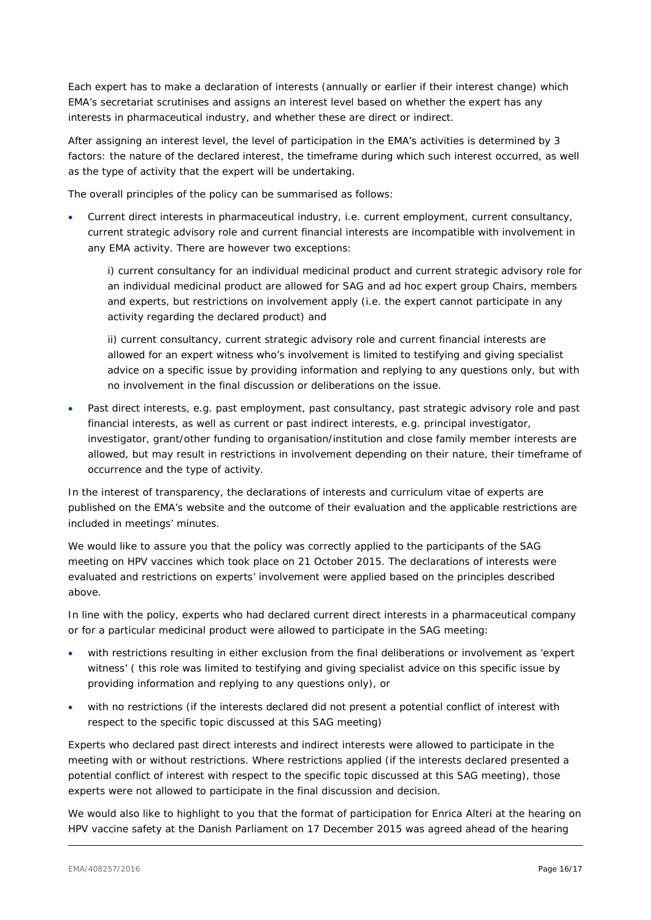Each expert has to make a declaration of interests (annually or earlier if their interest change) which EMA's secretariat scrutinises and assigns an interest level based on whether the expert has any interests in pharmaceutical industry, and whether these are direct or indirect.

After assigning an interest level, the level of participation in the EMA's activities is determined by 3 factors: the nature of the declared interest, the timeframe during which such interest occurred, as well as the type of activity that the expert will be undertaking.

The overall principles of the policy can be summarised as follows:

- Current direct interests in pharmaceutical industry, i.e. current employment, current consultancy, current strategic advisory role and current financial interests are incompatible with involvement in any EMA activity. There are however two exceptions:

  i) current consultancy for an individual medicinal product and current strategic advisory role for an individual medicinal product are allowed for SAG and ad hoc expert group Chairs, members and experts, but restrictions on involvement apply (i.e. the expert cannot participate in any activity regarding the declared product) and

  ii) current consultancy, current strategic advisory role and current financial interests are allowed for an expert witness who's involvement is limited to testifying and giving specialist advice on a specific issue by providing information and replying to any questions only, but with no involvement in the final discussion or deliberations on the issue.

- Past direct interests, e.g. past employment, past consultancy, past strategic advisory role and past financial interests, as well as current or past indirect interests, e.g. principal investigator, investigator, grant/other funding to organisation/institution and close family member interests are allowed, but may result in restrictions in involvement depending on their nature, their timeframe of occurrence and the type of activity.

In the interest of transparency, the declarations of interests and curriculum vitae of experts are published on the EMA's website and the outcome of their evaluation and the applicable restrictions are included in meetings' minutes.

We would like to assure you that the policy was correctly applied to the participants of the SAG meeting on HPV vaccines which took place on 21 October 2015. The declarations of interests were evaluated and restrictions on experts' involvement were applied based on the principles described above.

In line with the policy, experts who had declared current direct interests in a pharmaceutical company or for a particular medicinal product were allowed to participate in the SAG meeting:

- with restrictions resulting in either exclusion from the final deliberations or involvement as 'expert witness' ( this role was limited to testifying and giving specialist advice on this specific issue by providing information and replying to any questions only), or
- with no restrictions (if the interests declared did not present a potential conflict of interest with respect to the specific topic discussed at this SAG meeting)

Experts who declared past direct interests and indirect interests were allowed to participate in the meeting with or without restrictions. Where restrictions applied (if the interests declared presented a potential conflict of interest with respect to the specific topic discussed at this SAG meeting), those experts were not allowed to participate in the final discussion and decision.

We would also like to highlight to you that the format of participation for Enrica Alteri at the hearing on HPV vaccine safety at the Danish Parliament on 17 December 2015 was agreed ahead of the hearing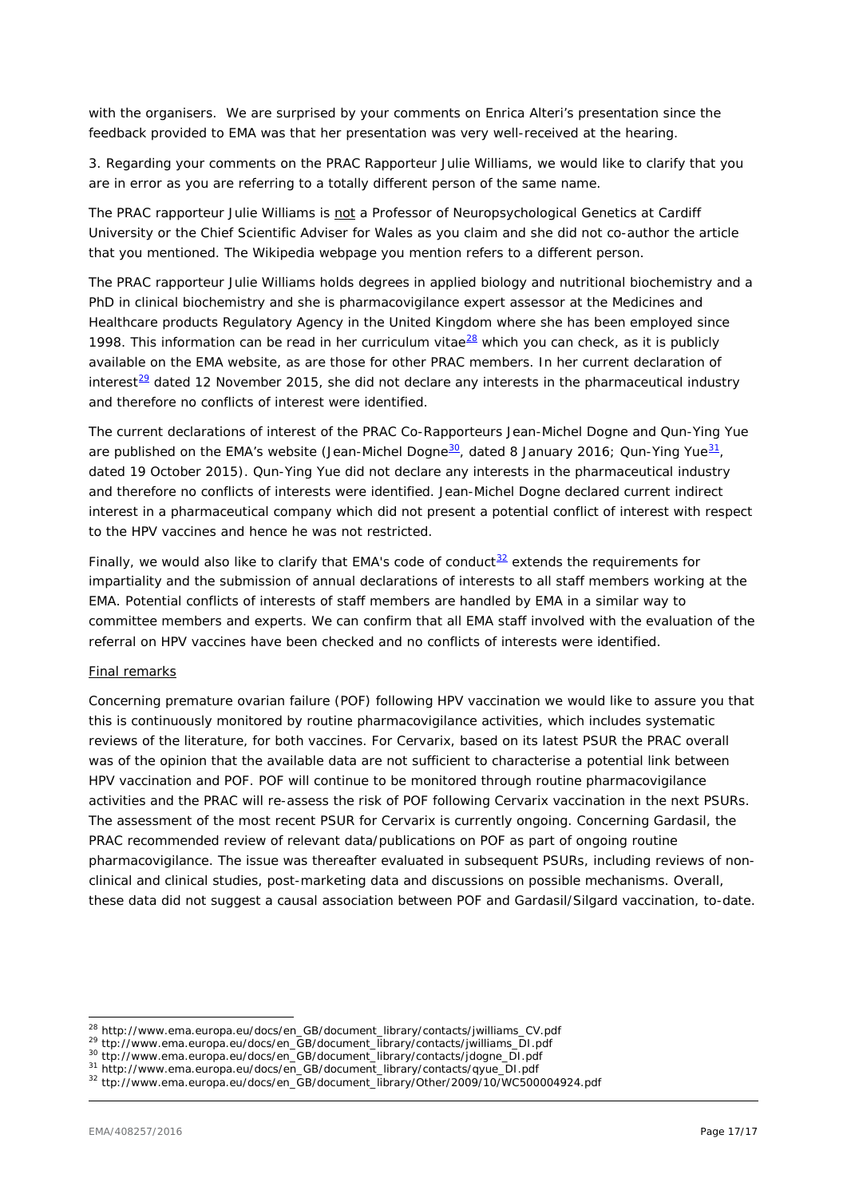with the organisers. We are surprised by your comments on Enrica Alteri's presentation since the feedback provided to EMA was that her presentation was very well-received at the hearing.

3. Regarding your comments on the PRAC Rapporteur Julie Williams, we would like to clarify that you are in error as you are referring to a totally different person of the same name.

The PRAC rapporteur Julie Williams is <u>not</u> a Professor of Neuropsychological Genetics at Cardiff University or the Chief Scientific Adviser for Wales as you claim and she did not co-author the article that you mentioned. The Wikipedia webpage you mention refers to a different person.

The PRAC rapporteur Julie Williams holds degrees in applied biology and nutritional biochemistry and a PhD in clinical biochemistry and she is pharmacovigilance expert assessor at the Medicines and Healthcare products Regulatory Agency in the United Kingdom where she has been employed since 1998. This information can be read in her curriculum vitae[28] which you can check, as it is publicly available on the EMA website, as are those for other PRAC members. In her current declaration of interest[29] dated 12 November 2015, she did not declare any interests in the pharmaceutical industry and therefore no conflicts of interest were identified.

The current declarations of interest of the PRAC Co-Rapporteurs Jean-Michel Dogne and Qun-Ying Yue are published on the EMA's website (Jean-Michel Dogne[30], dated 8 January 2016; Qun-Ying Yue[31], dated 19 October 2015). Qun-Ying Yue did not declare any interests in the pharmaceutical industry and therefore no conflicts of interests were identified. Jean-Michel Dogne declared current indirect interest in a pharmaceutical company which did not present a potential conflict of interest with respect to the HPV vaccines and hence he was not restricted.

Finally, we would also like to clarify that EMA's code of conduct[32] extends the requirements for impartiality and the submission of annual declarations of interests to all staff members working at the EMA. Potential conflicts of interests of staff members are handled by EMA in a similar way to committee members and experts. We can confirm that all EMA staff involved with the evaluation of the referral on HPV vaccines have been checked and no conflicts of interests were identified.

<u>Final remarks</u>

Concerning premature ovarian failure (POF) following HPV vaccination we would like to assure you that this is continuously monitored by routine pharmacovigilance activities, which includes systematic reviews of the literature, for both vaccines. For Cervarix, based on its latest PSUR the PRAC overall was of the opinion that the available data are not sufficient to characterise a potential link between HPV vaccination and POF. POF will continue to be monitored through routine pharmacovigilance activities and the PRAC will re-assess the risk of POF following Cervarix vaccination in the next PSURs. The assessment of the most recent PSUR for Cervarix is currently ongoing. Concerning Gardasil, the PRAC recommended review of relevant data/publications on POF as part of ongoing routine pharmacovigilance. The issue was thereafter evaluated in subsequent PSURs, including reviews of non-clinical and clinical studies, post-marketing data and discussions on possible mechanisms. Overall, these data did not suggest a causal association between POF and Gardasil/Silgard vaccination, to-date.

---

[28] http://www.ema.europa.eu/docs/en_GB/document_library/contacts/jwilliams_CV.pdf
[29] ttp://www.ema.europa.eu/docs/en_GB/document_library/contacts/jwilliams_DI.pdf
[30] ttp://www.ema.europa.eu/docs/en_GB/document_library/contacts/jdogne_DI.pdf
[31] http://www.ema.europa.eu/docs/en_GB/document_library/contacts/qyue_DI.pdf
[32] ttp://www.ema.europa.eu/docs/en_GB/document_library/Other/2009/10/WC500004924.pdf